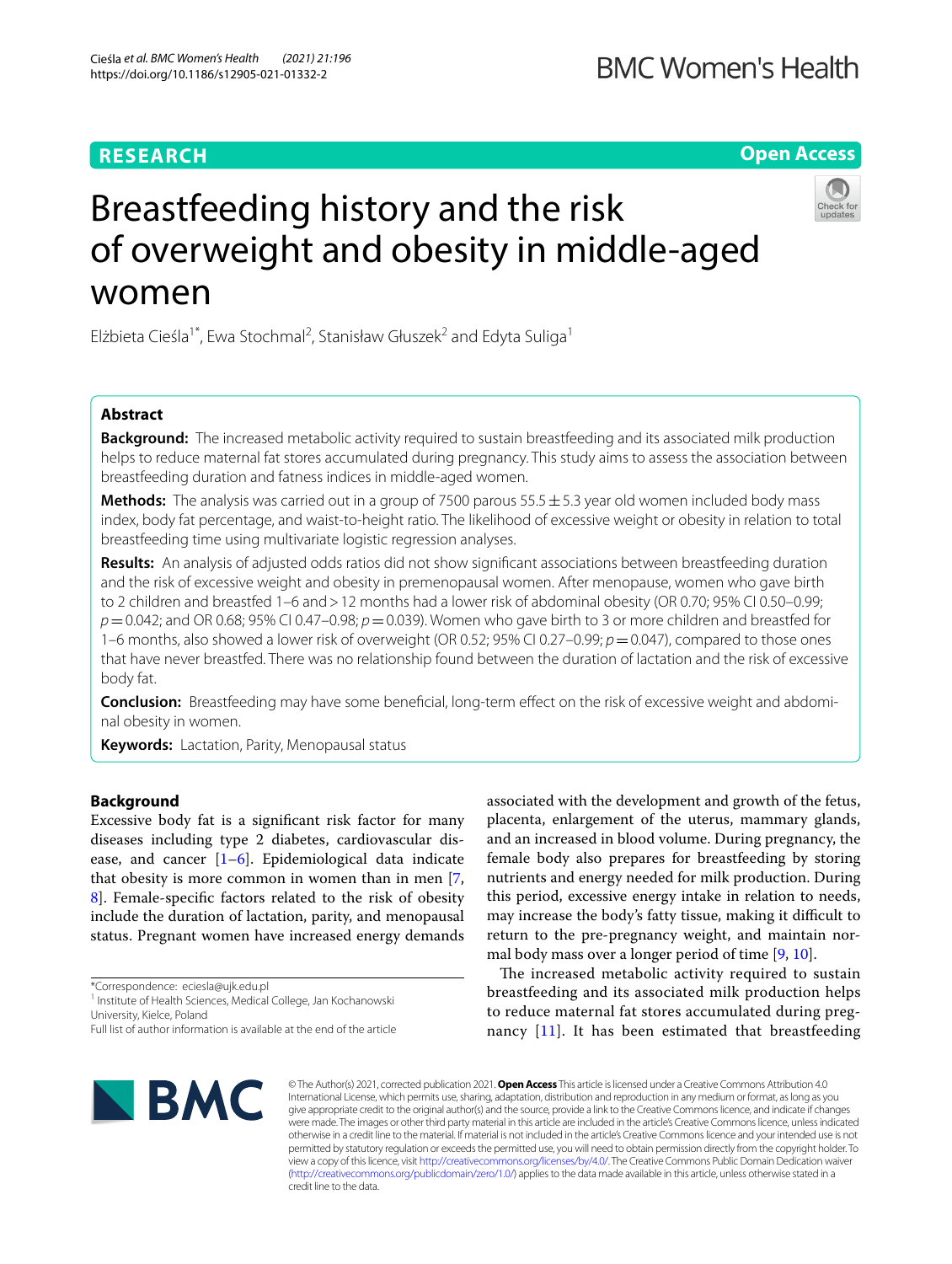RESEARCH

Open Access

# Breastfeeding history and the risk of overweight and obesity in middle-aged women

Elżbieta Cieśla[1*], Ewa Stochmal[2], Stanisław Głuszek[2] and Edyta Suliga[1]

## Abstract

**Background:** The increased metabolic activity required to sustain breastfeeding and its associated milk production helps to reduce maternal fat stores accumulated during pregnancy. This study aims to assess the association between breastfeeding duration and fatness indices in middle-aged women.

**Methods:** The analysis was carried out in a group of 7500 parous 55.5 ± 5.3 year old women included body mass index, body fat percentage, and waist-to-height ratio. The likelihood of excessive weight or obesity in relation to total breastfeeding time using multivariate logistic regression analyses.

**Results:** An analysis of adjusted odds ratios did not show significant associations between breastfeeding duration and the risk of excessive weight and obesity in premenopausal women. After menopause, women who gave birth to 2 children and breastfed 1–6 and > 12 months had a lower risk of abdominal obesity (OR 0.70; 95% CI 0.50–0.99; $p = 0.042$; and OR 0.68; 95% CI 0.47–0.98; $p = 0.039$). Women who gave birth to 3 or more children and breastfed for 1–6 months, also showed a lower risk of overweight (OR 0.52; 95% CI 0.27–0.99; $p = 0.047$), compared to those ones that have never breastfed. There was no relationship found between the duration of lactation and the risk of excessive body fat.

**Conclusion:** Breastfeeding may have some beneficial, long-term effect on the risk of excessive weight and abdominal obesity in women.

**Keywords:** Lactation, Parity, Menopausal status

## Background

Excessive body fat is a significant risk factor for many diseases including type 2 diabetes, cardiovascular disease, and cancer [1–6]. Epidemiological data indicate that obesity is more common in women than in men [7, 8]. Female-specific factors related to the risk of obesity include the duration of lactation, parity, and menopausal status. Pregnant women have increased energy demands associated with the development and growth of the fetus, placenta, enlargement of the uterus, mammary glands, and an increased in blood volume. During pregnancy, the female body also prepares for breastfeeding by storing nutrients and energy needed for milk production. During this period, excessive energy intake in relation to needs, may increase the body's fatty tissue, making it difficult to return to the pre-pregnancy weight, and maintain normal body mass over a longer period of time [9, 10].

The increased metabolic activity required to sustain breastfeeding and its associated milk production helps to reduce maternal fat stores accumulated during pregnancy [11]. It has been estimated that breastfeeding

*Correspondence: eciesla@ujk.edu.pl

[1] Institute of Health Sciences, Medical College, Jan Kochanowski University, Kielce, Poland

Full list of author information is available at the end of the article

© The Author(s) 2021, corrected publication 2021. **Open Access** This article is licensed under a Creative Commons Attribution 4.0 International License, which permits use, sharing, adaptation, distribution and reproduction in any medium or format, as long as you give appropriate credit to the original author(s) and the source, provide a link to the Creative Commons licence, and indicate if changes were made. The images or other third party material in this article are included in the article's Creative Commons licence, unless indicated otherwise in a credit line to the material. If material is not included in the article's Creative Commons licence and your intended use is not permitted by statutory regulation or exceeds the permitted use, you will need to obtain permission directly from the copyright holder. To view a copy of this licence, visit http://creativecommons.org/licenses/by/4.0/. The Creative Commons Public Domain Dedication waiver (http://creativecommons.org/publicdomain/zero/1.0/) applies to the data made available in this article, unless otherwise stated in a credit line to the data.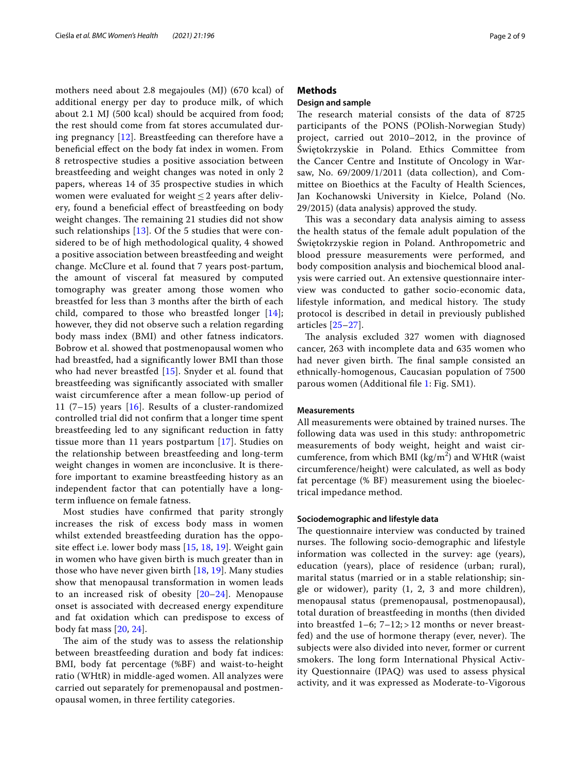mothers need about 2.8 megajoules (MJ) (670 kcal) of additional energy per day to produce milk, of which about 2.1 MJ (500 kcal) should be acquired from food; the rest should come from fat stores accumulated during pregnancy [12]. Breastfeeding can therefore have a beneficial effect on the body fat index in women. From 8 retrospective studies a positive association between breastfeeding and weight changes was noted in only 2 papers, whereas 14 of 35 prospective studies in which women were evaluated for weight ≤ 2 years after delivery, found a beneficial effect of breastfeeding on body weight changes. The remaining 21 studies did not show such relationships [13]. Of the 5 studies that were considered to be of high methodological quality, 4 showed a positive association between breastfeeding and weight change. McClure et al. found that 7 years post-partum, the amount of visceral fat measured by computed tomography was greater among those women who breastfed for less than 3 months after the birth of each child, compared to those who breastfed longer [14]; however, they did not observe such a relation regarding body mass index (BMI) and other fatness indicators. Bobrow et al. showed that postmenopausal women who had breastfed, had a significantly lower BMI than those who had never breastfed [15]. Snyder et al. found that breastfeeding was significantly associated with smaller waist circumference after a mean follow-up period of 11 (7–15) years [16]. Results of a cluster-randomized controlled trial did not confirm that a longer time spent breastfeeding led to any significant reduction in fatty tissue more than 11 years postpartum [17]. Studies on the relationship between breastfeeding and long-term weight changes in women are inconclusive. It is therefore important to examine breastfeeding history as an independent factor that can potentially have a long-term influence on female fatness.

Most studies have confirmed that parity strongly increases the risk of excess body mass in women whilst extended breastfeeding duration has the opposite effect i.e. lower body mass [15, 18, 19]. Weight gain in women who have given birth is much greater than in those who have never given birth [18, 19]. Many studies show that menopausal transformation in women leads to an increased risk of obesity [20–24]. Menopause onset is associated with decreased energy expenditure and fat oxidation which can predispose to excess of body fat mass [20, 24].

The aim of the study was to assess the relationship between breastfeeding duration and body fat indices: BMI, body fat percentage (%BF) and waist-to-height ratio (WHtR) in middle-aged women. All analyzes were carried out separately for premenopausal and postmenopausal women, in three fertility categories.

## Methods

### Design and sample

The research material consists of the data of 8725 participants of the PONS (POlish-Norwegian Study) project, carried out 2010–2012, in the province of Świętokrzyskie in Poland. Ethics Committee from the Cancer Centre and Institute of Oncology in Warsaw, No. 69/2009/1/2011 (data collection), and Committee on Bioethics at the Faculty of Health Sciences, Jan Kochanowski University in Kielce, Poland (No. 29/2015) (data analysis) approved the study.

This was a secondary data analysis aiming to assess the health status of the female adult population of the Świętokrzyskie region in Poland. Anthropometric and blood pressure measurements were performed, and body composition analysis and biochemical blood analysis were carried out. An extensive questionnaire interview was conducted to gather socio-economic data, lifestyle information, and medical history. The study protocol is described in detail in previously published articles [25–27].

The analysis excluded 327 women with diagnosed cancer, 263 with incomplete data and 635 women who had never given birth. The final sample consisted an ethnically-homogenous, Caucasian population of 7500 parous women (Additional file 1: Fig. SM1).

### Measurements

All measurements were obtained by trained nurses. The following data was used in this study: anthropometric measurements of body weight, height and waist circumference, from which BMI (kg/m$^2$) and WHtR (waist circumference/height) were calculated, as well as body fat percentage (% BF) measurement using the bioelectrical impedance method.

### Sociodemographic and lifestyle data

The questionnaire interview was conducted by trained nurses. The following socio-demographic and lifestyle information was collected in the survey: age (years), education (years), place of residence (urban; rural), marital status (married or in a stable relationship; single or widower), parity (1, 2, 3 and more children), menopausal status (premenopausal, postmenopausal), total duration of breastfeeding in months (then divided into breastfed 1–6; 7–12; > 12 months or never breastfed) and the use of hormone therapy (ever, never). The subjects were also divided into never, former or current smokers. The long form International Physical Activity Questionnaire (IPAQ) was used to assess physical activity, and it was expressed as Moderate-to-Vigorous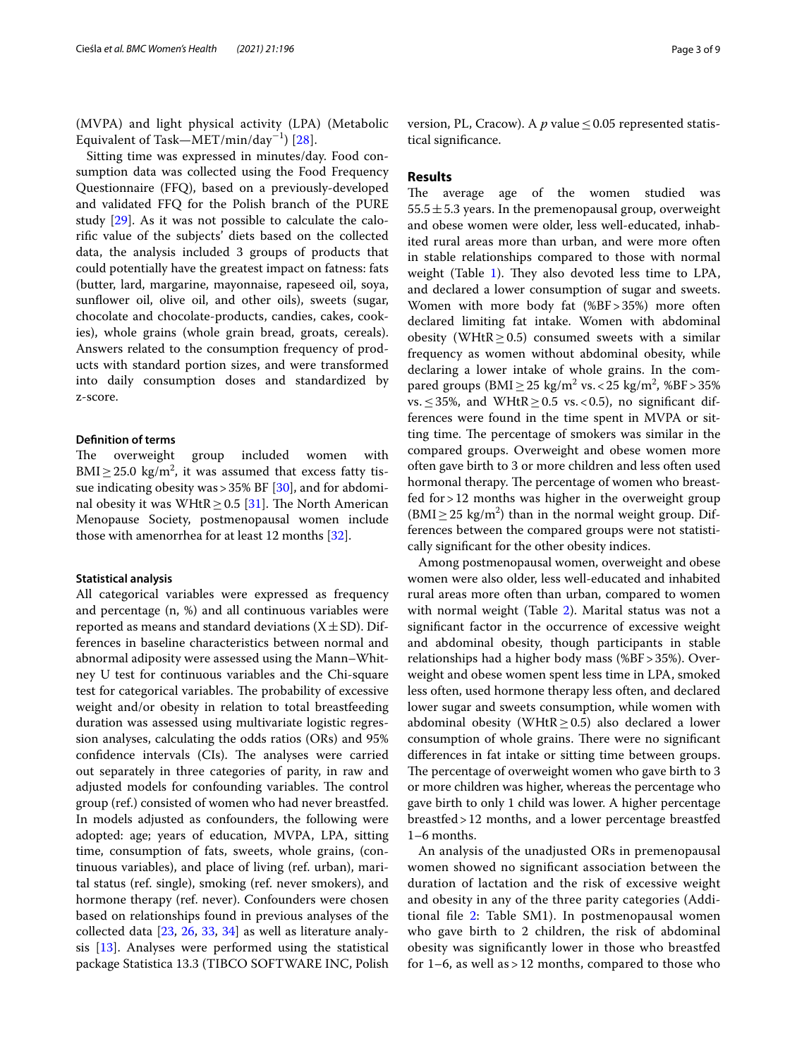(MVPA) and light physical activity (LPA) (Metabolic Equivalent of Task—MET/min/day$^{-1}$) [28].

Sitting time was expressed in minutes/day. Food consumption data was collected using the Food Frequency Questionnaire (FFQ), based on a previously-developed and validated FFQ for the Polish branch of the PURE study [29]. As it was not possible to calculate the calorific value of the subjects' diets based on the collected data, the analysis included 3 groups of products that could potentially have the greatest impact on fatness: fats (butter, lard, margarine, mayonnaise, rapeseed oil, soya, sunflower oil, olive oil, and other oils), sweets (sugar, chocolate and chocolate-products, candies, cakes, cookies), whole grains (whole grain bread, groats, cereals). Answers related to the consumption frequency of products with standard portion sizes, and were transformed into daily consumption doses and standardized by z-score.

### Definition of terms

The overweight group included women with BMI ≥ 25.0 kg/m$^2$, it was assumed that excess fatty tissue indicating obesity was > 35% BF [30], and for abdominal obesity it was WHtR ≥ 0.5 [31]. The North American Menopause Society, postmenopausal women include those with amenorrhea for at least 12 months [32].

### Statistical analysis

All categorical variables were expressed as frequency and percentage (n, %) and all continuous variables were reported as means and standard deviations (X ± SD). Differences in baseline characteristics between normal and abnormal adiposity were assessed using the Mann–Whitney U test for continuous variables and the Chi-square test for categorical variables. The probability of excessive weight and/or obesity in relation to total breastfeeding duration was assessed using multivariate logistic regression analyses, calculating the odds ratios (ORs) and 95% confidence intervals (CIs). The analyses were carried out separately in three categories of parity, in raw and adjusted models for confounding variables. The control group (ref.) consisted of women who had never breastfed. In models adjusted as confounders, the following were adopted: age; years of education, MVPA, LPA, sitting time, consumption of fats, sweets, whole grains, (continuous variables), and place of living (ref. urban), marital status (ref. single), smoking (ref. never smokers), and hormone therapy (ref. never). Confounders were chosen based on relationships found in previous analyses of the collected data [23, 26, 33, 34] as well as literature analysis [13]. Analyses were performed using the statistical package Statistica 13.3 (TIBCO SOFTWARE INC, Polish version, PL, Cracow). A *p* value ≤ 0.05 represented statistical significance.

## Results

The average age of the women studied was 55.5 ± 5.3 years. In the premenopausal group, overweight and obese women were older, less well-educated, inhabited rural areas more than urban, and were more often in stable relationships compared to those with normal weight (Table 1). They also devoted less time to LPA, and declared a lower consumption of sugar and sweets. Women with more body fat (%BF > 35%) more often declared limiting fat intake. Women with abdominal obesity (WHtR ≥ 0.5) consumed sweets with a similar frequency as women without abdominal obesity, while declaring a lower intake of whole grains. In the compared groups (BMI ≥ 25 kg/m$^2$ vs. < 25 kg/m$^2$, %BF > 35% vs. ≤ 35%, and WHtR ≥ 0.5 vs. < 0.5), no significant differences were found in the time spent in MVPA or sitting time. The percentage of smokers was similar in the compared groups. Overweight and obese women more often gave birth to 3 or more children and less often used hormonal therapy. The percentage of women who breastfed for > 12 months was higher in the overweight group (BMI ≥ 25 kg/m$^2$) than in the normal weight group. Differences between the compared groups were not statistically significant for the other obesity indices.

Among postmenopausal women, overweight and obese women were also older, less well-educated and inhabited rural areas more often than urban, compared to women with normal weight (Table 2). Marital status was not a significant factor in the occurrence of excessive weight and abdominal obesity, though participants in stable relationships had a higher body mass (%BF > 35%). Overweight and obese women spent less time in LPA, smoked less often, used hormone therapy less often, and declared lower sugar and sweets consumption, while women with abdominal obesity (WHtR ≥ 0.5) also declared a lower consumption of whole grains. There were no significant differences in fat intake or sitting time between groups. The percentage of overweight women who gave birth to 3 or more children was higher, whereas the percentage who gave birth to only 1 child was lower. A higher percentage breastfed > 12 months, and a lower percentage breastfed 1–6 months.

An analysis of the unadjusted ORs in premenopausal women showed no significant association between the duration of lactation and the risk of excessive weight and obesity in any of the three parity categories (Additional file 2: Table SM1). In postmenopausal women who gave birth to 2 children, the risk of abdominal obesity was significantly lower in those who breastfed for 1–6, as well as > 12 months, compared to those who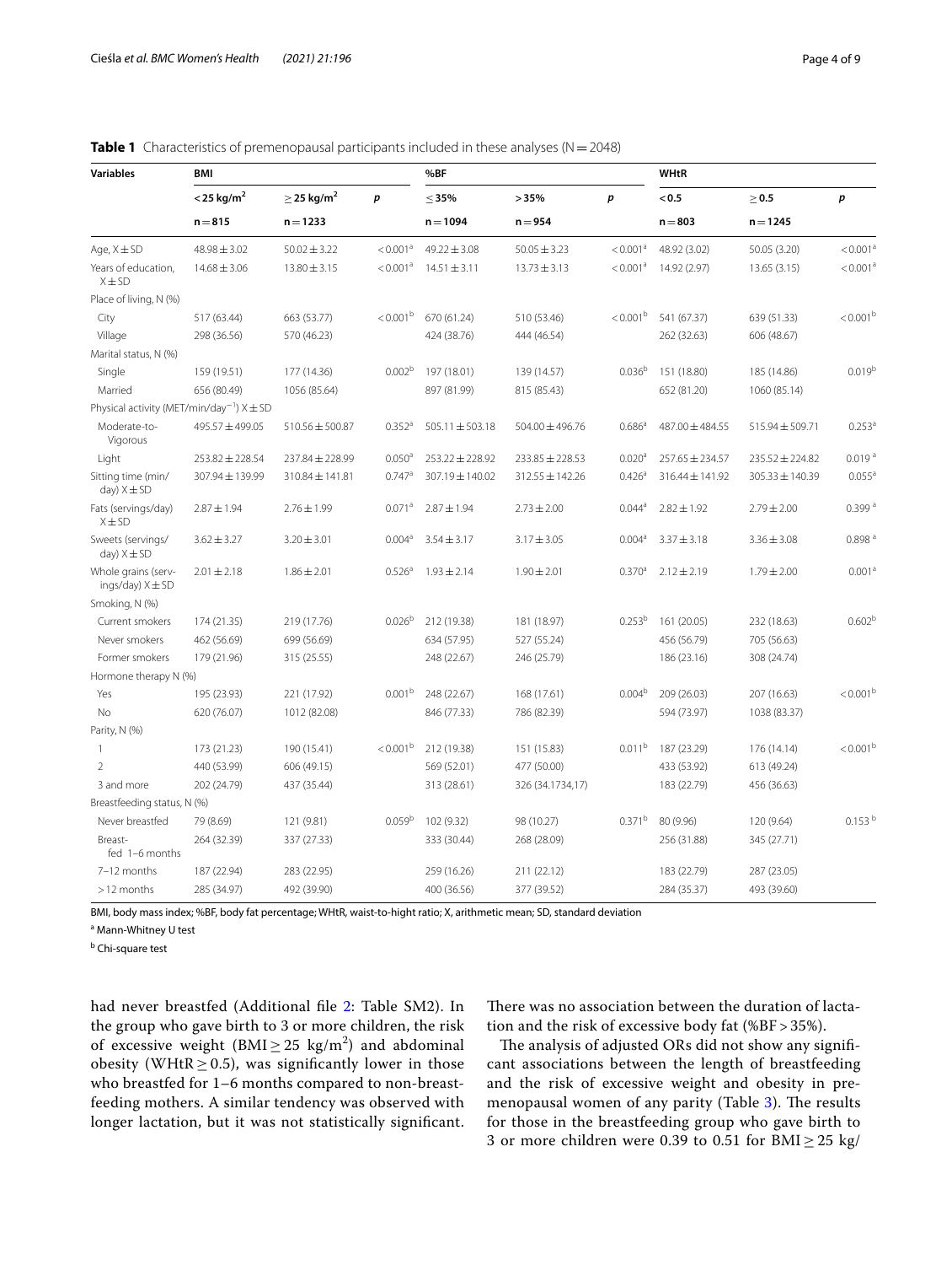**Table 1** Characteristics of premenopausal participants included in these analyses (N = 2048)

| Variables | BMI | | | %BF | | | WHtR | | |
|---|---|---|---|---|---|---|---|---|---|
| | < 25 kg/m² | ≥ 25 kg/m² | p | ≤ 35% | > 35% | p | < 0.5 | ≥ 0.5 | p |
| | n = 815 | n = 1233 | | n = 1094 | n = 954 | | n = 803 | n = 1245 | |
| Age, X ± SD | 48.98 ± 3.02 | 50.02 ± 3.22 | < 0.001[a] | 49.22 ± 3.08 | 50.05 ± 3.23 | < 0.001[a] | 48.92 (3.02) | 50.05 (3.20) | < 0.001[a] |
| Years of education, X ± SD | 14.68 ± 3.06 | 13.80 ± 3.15 | < 0.001[a] | 14.51 ± 3.11 | 13.73 ± 3.13 | < 0.001[a] | 14.92 (2.97) | 13.65 (3.15) | < 0.001[a] |
| Place of living, N (%) | | | | | | | | | |
| City | 517 (63.44) | 663 (53.77) | < 0.001[b] | 670 (61.24) | 510 (53.46) | < 0.001[b] | 541 (67.37) | 639 (51.33) | < 0.001[b] |
| Village | 298 (36.56) | 570 (46.23) | | 424 (38.76) | 444 (46.54) | | 262 (32.63) | 606 (48.67) | |
| Marital status, N (%) | | | | | | | | | |
| Single | 159 (19.51) | 177 (14.36) | 0.002[b] | 197 (18.01) | 139 (14.57) | 0.036[b] | 151 (18.80) | 185 (14.86) | 0.019[b] |
| Married | 656 (80.49) | 1056 (85.64) | | 897 (81.99) | 815 (85.43) | | 652 (81.20) | 1060 (85.14) | |
| Physical activity (MET/min/day⁻¹) X ± SD | | | | | | | | | |
| Moderate-to-Vigorous | 495.57 ± 499.05 | 510.56 ± 500.87 | 0.352[a] | 505.11 ± 503.18 | 504.00 ± 496.76 | 0.686[a] | 487.00 ± 484.55 | 515.94 ± 509.71 | 0.253[a] |
| Light | 253.82 ± 228.54 | 237.84 ± 228.99 | 0.050[a] | 253.22 ± 228.92 | 233.85 ± 228.53 | 0.020[a] | 257.65 ± 234.57 | 235.52 ± 224.82 | 0.019[a] |
| Sitting time (min/day) X ± SD | 307.94 ± 139.99 | 310.84 ± 141.81 | 0.747[a] | 307.19 ± 140.02 | 312.55 ± 142.26 | 0.426[a] | 316.44 ± 141.92 | 305.33 ± 140.39 | 0.055[a] |
| Fats (servings/day) X ± SD | 2.87 ± 1.94 | 2.76 ± 1.99 | 0.071[a] | 2.87 ± 1.94 | 2.73 ± 2.00 | 0.044[a] | 2.82 ± 1.92 | 2.79 ± 2.00 | 0.399[a] |
| Sweets (servings/day) X ± SD | 3.62 ± 3.27 | 3.20 ± 3.01 | 0.004[a] | 3.54 ± 3.17 | 3.17 ± 3.05 | 0.004[a] | 3.37 ± 3.18 | 3.36 ± 3.08 | 0.898[a] |
| Whole grains (servings/day) X ± SD | 2.01 ± 2.18 | 1.86 ± 2.01 | 0.526[a] | 1.93 ± 2.14 | 1.90 ± 2.01 | 0.370[a] | 2.12 ± 2.19 | 1.79 ± 2.00 | 0.001[a] |
| Smoking, N (%) | | | | | | | | | |
| Current smokers | 174 (21.35) | 219 (17.76) | 0.026[b] | 212 (19.38) | 181 (18.97) | 0.253[b] | 161 (20.05) | 232 (18.63) | 0.602[b] |
| Never smokers | 462 (56.69) | 699 (56.69) | | 634 (57.95) | 527 (55.24) | | 456 (56.79) | 705 (56.63) | |
| Former smokers | 179 (21.96) | 315 (25.55) | | 248 (22.67) | 246 (25.79) | | 186 (23.16) | 308 (24.74) | |
| Hormone therapy N (%) | | | | | | | | | |
| Yes | 195 (23.93) | 221 (17.92) | 0.001[b] | 248 (22.67) | 168 (17.61) | 0.004[b] | 209 (26.03) | 207 (16.63) | < 0.001[b] |
| No | 620 (76.07) | 1012 (82.08) | | 846 (77.33) | 786 (82.39) | | 594 (73.97) | 1038 (83.37) | |
| Parity, N (%) | | | | | | | | | |
| 1 | 173 (21.23) | 190 (15.41) | < 0.001[b] | 212 (19.38) | 151 (15.83) | 0.011[b] | 187 (23.29) | 176 (14.14) | < 0.001[b] |
| 2 | 440 (53.99) | 606 (49.15) | | 569 (52.01) | 477 (50.00) | | 433 (53.92) | 613 (49.24) | |
| 3 and more | 202 (24.79) | 437 (35.44) | | 313 (28.61) | 326 (34.1734,17) | | 183 (22.79) | 456 (36.63) | |
| Breastfeeding status, N (%) | | | | | | | | | |
| Never breastfed | 79 (8.69) | 121 (9.81) | 0.059[b] | 102 (9.32) | 98 (10.27) | 0.371[b] | 80 (9.96) | 120 (9.64) | 0.153[b] |
| Breast-fed 1–6 months | 264 (32.39) | 337 (27.33) | | 333 (30.44) | 268 (28.09) | | 256 (31.88) | 345 (27.71) | |
| 7–12 months | 187 (22.94) | 283 (22.95) | | 259 (16.26) | 211 (22.12) | | 183 (22.79) | 287 (23.05) | |
| > 12 months | 285 (34.97) | 492 (39.90) | | 400 (36.56) | 377 (39.52) | | 284 (35.37) | 493 (39.60) | |

BMI, body mass index; %BF, body fat percentage; WHtR, waist-to-hight ratio; X, arithmetic mean; SD, standard deviation

[a] Mann-Whitney U test

[b] Chi-square test

had never breastfed (Additional file 2: Table SM2). In the group who gave birth to 3 or more children, the risk of excessive weight (BMI ≥ 25 kg/m²) and abdominal obesity (WHtR ≥ 0.5), was significantly lower in those who breastfed for 1–6 months compared to non-breastfeeding mothers. A similar tendency was observed with longer lactation, but it was not statistically significant. There was no association between the duration of lactation and the risk of excessive body fat (%BF > 35%).

The analysis of adjusted ORs did not show any significant associations between the length of breastfeeding and the risk of excessive weight and obesity in premenopausal women of any parity (Table 3). The results for those in the breastfeeding group who gave birth to 3 or more children were 0.39 to 0.51 for BMI ≥ 25 kg/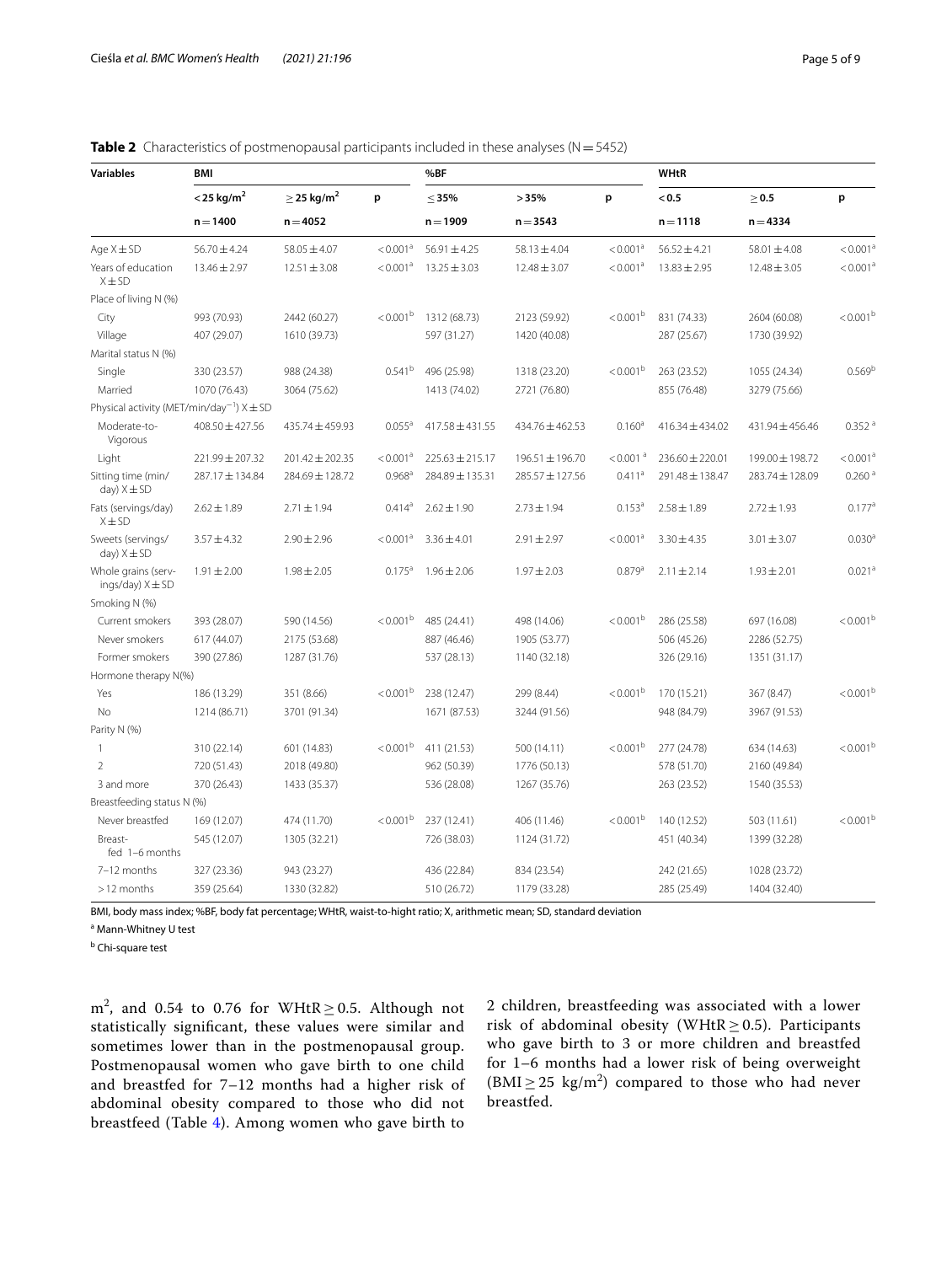**Table 2** Characteristics of postmenopausal participants included in these analyses (N = 5452)

| Variables | BMI | | | %BF | | | WHtR | | |
|---|---|---|---|---|---|---|---|---|---|
| | < 25 kg/m$^2$ | ≥ 25 kg/m$^2$ | p | ≤ 35% | > 35% | p | < 0.5 | ≥ 0.5 | p |
| | n = 1400 | n = 4052 | | n = 1909 | n = 3543 | | n = 1118 | n = 4334 | |
| Age X ± SD | 56.70 ± 4.24 | 58.05 ± 4.07 | < 0.001[a] | 56.91 ± 4.25 | 58.13 ± 4.04 | < 0.001[a] | 56.52 ± 4.21 | 58.01 ± 4.08 | < 0.001[a] |
| Years of education X ± SD | 13.46 ± 2.97 | 12.51 ± 3.08 | < 0.001[a] | 13.25 ± 3.03 | 12.48 ± 3.07 | < 0.001[a] | 13.83 ± 2.95 | 12.48 ± 3.05 | < 0.001[a] |
| Place of living N (%) | | | | | | | | | |
| City | 993 (70.93) | 2442 (60.27) | < 0.001[b] | 1312 (68.73) | 2123 (59.92) | < 0.001[b] | 831 (74.33) | 2604 (60.08) | < 0.001[b] |
| Village | 407 (29.07) | 1610 (39.73) | | 597 (31.27) | 1420 (40.08) | | 287 (25.67) | 1730 (39.92) | |
| Marital status N (%) | | | | | | | | | |
| Single | 330 (23.57) | 988 (24.38) | 0.541[b] | 496 (25.98) | 1318 (23.20) | < 0.001[b] | 263 (23.52) | 1055 (24.34) | 0.569[b] |
| Married | 1070 (76.43) | 3064 (75.62) | | 1413 (74.02) | 2721 (76.80) | | 855 (76.48) | 3279 (75.66) | |
| Physical activity (MET/min/day$^{-1}$) X ± SD | | | | | | | | | |
| Moderate-to-Vigorous | 408.50 ± 427.56 | 435.74 ± 459.93 | 0.055[a] | 417.58 ± 431.55 | 434.76 ± 462.53 | 0.160[a] | 416.34 ± 434.02 | 431.94 ± 456.46 | 0.352[a] |
| Light | 221.99 ± 207.32 | 201.42 ± 202.35 | < 0.001[a] | 225.63 ± 215.17 | 196.51 ± 196.70 | < 0.001[a] | 236.60 ± 220.01 | 199.00 ± 198.72 | < 0.001[a] |
| Sitting time (min/day) X ± SD | 287.17 ± 134.84 | 284.69 ± 128.72 | 0.968[a] | 284.89 ± 135.31 | 285.57 ± 127.56 | 0.411[a] | 291.48 ± 138.47 | 283.74 ± 128.09 | 0.260[a] |
| Fats (servings/day) X ± SD | 2.62 ± 1.89 | 2.71 ± 1.94 | 0.414[a] | 2.62 ± 1.90 | 2.73 ± 1.94 | 0.153[a] | 2.58 ± 1.89 | 2.72 ± 1.93 | 0.177[a] |
| Sweets (servings/day) X ± SD | 3.57 ± 4.32 | 2.90 ± 2.96 | < 0.001[a] | 3.36 ± 4.01 | 2.91 ± 2.97 | < 0.001[a] | 3.30 ± 4.35 | 3.01 ± 3.07 | 0.030[a] |
| Whole grains (servings/day) X ± SD | 1.91 ± 2.00 | 1.98 ± 2.05 | 0.175[a] | 1.96 ± 2.06 | 1.97 ± 2.03 | 0.879[a] | 2.11 ± 2.14 | 1.93 ± 2.01 | 0.021[a] |
| Smoking N (%) | | | | | | | | | |
| Current smokers | 393 (28.07) | 590 (14.56) | < 0.001[b] | 485 (24.41) | 498 (14.06) | < 0.001[b] | 286 (25.58) | 697 (16.08) | < 0.001[b] |
| Never smokers | 617 (44.07) | 2175 (53.68) | | 887 (46.46) | 1905 (53.77) | | 506 (45.26) | 2286 (52.75) | |
| Former smokers | 390 (27.86) | 1287 (31.76) | | 537 (28.13) | 1140 (32.18) | | 326 (29.16) | 1351 (31.17) | |
| Hormone therapy N(%) | | | | | | | | | |
| Yes | 186 (13.29) | 351 (8.66) | < 0.001[b] | 238 (12.47) | 299 (8.44) | < 0.001[b] | 170 (15.21) | 367 (8.47) | < 0.001[b] |
| No | 1214 (86.71) | 3701 (91.34) | | 1671 (87.53) | 3244 (91.56) | | 948 (84.79) | 3967 (91.53) | |
| Parity N (%) | | | | | | | | | |
| 1 | 310 (22.14) | 601 (14.83) | < 0.001[b] | 411 (21.53) | 500 (14.11) | < 0.001[b] | 277 (24.78) | 634 (14.63) | < 0.001[b] |
| 2 | 720 (51.43) | 2018 (49.80) | | 962 (50.39) | 1776 (50.13) | | 578 (51.70) | 2160 (49.84) | |
| 3 and more | 370 (26.43) | 1433 (35.37) | | 536 (28.08) | 1267 (35.76) | | 263 (23.52) | 1540 (35.53) | |
| Breastfeeding status N (%) | | | | | | | | | |
| Never breastfed | 169 (12.07) | 474 (11.70) | < 0.001[b] | 237 (12.41) | 406 (11.46) | < 0.001[b] | 140 (12.52) | 503 (11.61) | < 0.001[b] |
| Breast-fed 1–6 months | 545 (12.07) | 1305 (32.21) | | 726 (38.03) | 1124 (31.72) | | 451 (40.34) | 1399 (32.28) | |
| 7–12 months | 327 (23.36) | 943 (23.27) | | 436 (22.84) | 834 (23.54) | | 242 (21.65) | 1028 (23.72) | |
| > 12 months | 359 (25.64) | 1330 (32.82) | | 510 (26.72) | 1179 (33.28) | | 285 (25.49) | 1404 (32.40) | |

BMI, body mass index; %BF, body fat percentage; WHtR, waist-to-hight ratio; X, arithmetic mean; SD, standard deviation

[a] Mann-Whitney U test

[b] Chi-square test

m$^2$, and 0.54 to 0.76 for WHtR ≥ 0.5. Although not statistically significant, these values were similar and sometimes lower than in the postmenopausal group. Postmenopausal women who gave birth to one child and breastfed for 7–12 months had a higher risk of abdominal obesity compared to those who did not breastfeed (Table 4). Among women who gave birth to 2 children, breastfeeding was associated with a lower risk of abdominal obesity (WHtR ≥ 0.5). Participants who gave birth to 3 or more children and breastfed for 1–6 months had a lower risk of being overweight (BMI ≥ 25 kg/m$^2$) compared to those who had never breastfed.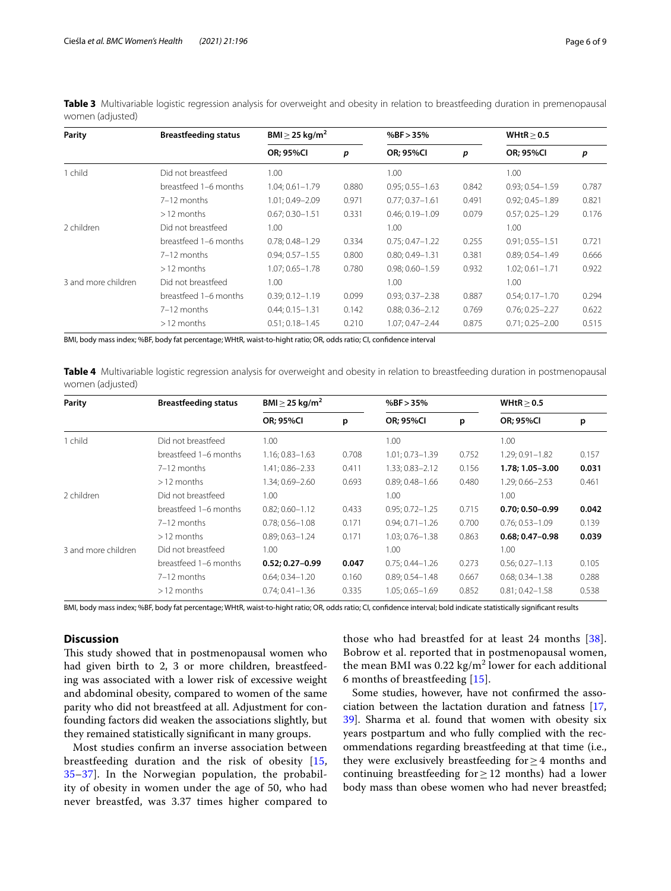**Table 3** Multivariable logistic regression analysis for overweight and obesity in relation to breastfeeding duration in premenopausal women (adjusted)

| Parity | Breastfeeding status | BMI ≥ 25 kg/m$^2$ | | %BF > 35% | | WHtR ≥ 0.5 | |
|---|---|---|---|---|---|---|---|
| | | OR; 95%CI | *p* | OR; 95%CI | *p* | OR; 95%CI | *p* |
| 1 child | Did not breastfeed | 1.00 | | 1.00 | | 1.00 | |
| | breastfeed 1–6 months | 1.04; 0.61–1.79 | 0.880 | 0.95; 0.55–1.63 | 0.842 | 0.93; 0.54–1.59 | 0.787 |
| | 7–12 months | 1.01; 0.49–2.09 | 0.971 | 0.77; 0.37–1.61 | 0.491 | 0.92; 0.45–1.89 | 0.821 |
| | > 12 months | 0.67; 0.30–1.51 | 0.331 | 0.46; 0.19–1.09 | 0.079 | 0.57; 0.25–1.29 | 0.176 |
| 2 children | Did not breastfeed | 1.00 | | 1.00 | | 1.00 | |
| | breastfeed 1–6 months | 0.78; 0.48–1.29 | 0.334 | 0.75; 0.47–1.22 | 0.255 | 0.91; 0.55–1.51 | 0.721 |
| | 7–12 months | 0.94; 0.57–1.55 | 0.800 | 0.80; 0.49–1.31 | 0.381 | 0.89; 0.54–1.49 | 0.666 |
| | > 12 months | 1.07; 0.65–1.78 | 0.780 | 0.98; 0.60–1.59 | 0.932 | 1.02; 0.61–1.71 | 0.922 |
| 3 and more children | Did not breastfeed | 1.00 | | 1.00 | | 1.00 | |
| | breastfeed 1–6 months | 0.39; 0.12–1.19 | 0.099 | 0.93; 0.37–2.38 | 0.887 | 0.54; 0.17–1.70 | 0.294 |
| | 7–12 months | 0.44; 0.15–1.31 | 0.142 | 0.88; 0.36–2.12 | 0.769 | 0.76; 0.25–2.27 | 0.622 |
| | > 12 months | 0.51; 0.18–1.45 | 0.210 | 1.07; 0.47–2.44 | 0.875 | 0.71; 0.25–2.00 | 0.515 |

BMI, body mass index; %BF, body fat percentage; WHtR, waist-to-hight ratio; OR, odds ratio; CI, confidence interval

**Table 4** Multivariable logistic regression analysis for overweight and obesity in relation to breastfeeding duration in postmenopausal women (adjusted)

| Parity | Breastfeeding status | BMI ≥ 25 kg/m$^2$ | | %BF > 35% | | WHtR ≥ 0.5 | |
|---|---|---|---|---|---|---|---|
| | | OR; 95%CI | p | OR; 95%CI | p | OR; 95%CI | p |
| 1 child | Did not breastfeed | 1.00 | | 1.00 | | 1.00 | |
| | breastfeed 1–6 months | 1.16; 0.83–1.63 | 0.708 | 1.01; 0.73–1.39 | 0.752 | 1.29; 0.91–1.82 | 0.157 |
| | 7–12 months | 1.41; 0.86–2.33 | 0.411 | 1.33; 0.83–2.12 | 0.156 | **1.78; 1.05–3.00** | **0.031** |
| | > 12 months | 1.34; 0.69–2.60 | 0.693 | 0.89; 0.48–1.66 | 0.480 | 1.29; 0.66–2.53 | 0.461 |
| 2 children | Did not breastfeed | 1.00 | | 1.00 | | 1.00 | |
| | breastfeed 1–6 months | 0.82; 0.60–1.12 | 0.433 | 0.95; 0.72–1.25 | 0.715 | **0.70; 0.50–0.99** | **0.042** |
| | 7–12 months | 0.78; 0.56–1.08 | 0.171 | 0.94; 0.71–1.26 | 0.700 | 0.76; 0.53–1.09 | 0.139 |
| | > 12 months | 0.89; 0.63–1.24 | 0.171 | 1.03; 0.76–1.38 | 0.863 | **0.68; 0.47–0.98** | **0.039** |
| 3 and more children | Did not breastfeed | 1.00 | | 1.00 | | 1.00 | |
| | breastfeed 1–6 months | **0.52; 0.27–0.99** | **0.047** | 0.75; 0.44–1.26 | 0.273 | 0.56; 0.27–1.13 | 0.105 |
| | 7–12 months | 0.64; 0.34–1.20 | 0.160 | 0.89; 0.54–1.48 | 0.667 | 0.68; 0.34–1.38 | 0.288 |
| | > 12 months | 0.74; 0.41–1.36 | 0.335 | 1.05; 0.65–1.69 | 0.852 | 0.81; 0.42–1.58 | 0.538 |

BMI, body mass index; %BF, body fat percentage; WHtR, waist-to-hight ratio; OR, odds ratio; CI, confidence interval; bold indicate statistically significant results

## Discussion

This study showed that in postmenopausal women who had given birth to 2, 3 or more children, breastfeeding was associated with a lower risk of excessive weight and abdominal obesity, compared to women of the same parity who did not breastfeed at all. Adjustment for confounding factors did weaken the associations slightly, but they remained statistically significant in many groups.

Most studies confirm an inverse association between breastfeeding duration and the risk of obesity [15, 35–37]. In the Norwegian population, the probability of obesity in women under the age of 50, who had never breastfed, was 3.37 times higher compared to those who had breastfed for at least 24 months [38]. Bobrow et al. reported that in postmenopausal women, the mean BMI was 0.22 kg/m$^2$ lower for each additional 6 months of breastfeeding [15].

Some studies, however, have not confirmed the association between the lactation duration and fatness [17, 39]. Sharma et al. found that women with obesity six years postpartum and who fully complied with the recommendations regarding breastfeeding at that time (i.e., they were exclusively breastfeeding for ≥ 4 months and continuing breastfeeding for ≥ 12 months) had a lower body mass than obese women who had never breastfed;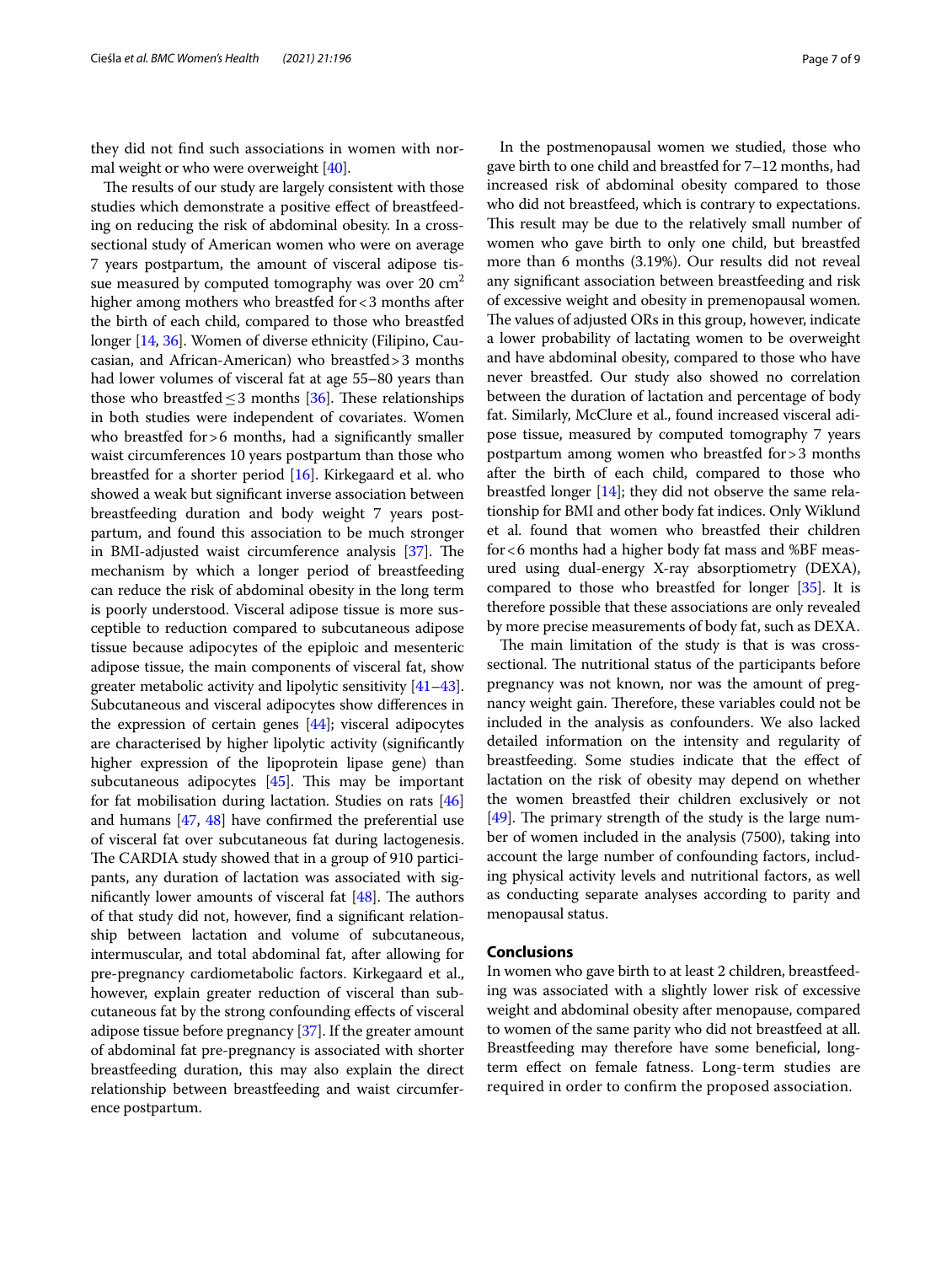they did not find such associations in women with normal weight or who were overweight [40].

The results of our study are largely consistent with those studies which demonstrate a positive effect of breastfeeding on reducing the risk of abdominal obesity. In a cross-sectional study of American women who were on average 7 years postpartum, the amount of visceral adipose tissue measured by computed tomography was over 20 $cm^2$ higher among mothers who breastfed for < 3 months after the birth of each child, compared to those who breastfed longer [14, 36]. Women of diverse ethnicity (Filipino, Caucasian, and African-American) who breastfed > 3 months had lower volumes of visceral fat at age 55–80 years than those who breastfed ≤ 3 months [36]. These relationships in both studies were independent of covariates. Women who breastfed for > 6 months, had a significantly smaller waist circumferences 10 years postpartum than those who breastfed for a shorter period [16]. Kirkegaard et al. who showed a weak but significant inverse association between breastfeeding duration and body weight 7 years postpartum, and found this association to be much stronger in BMI-adjusted waist circumference analysis [37]. The mechanism by which a longer period of breastfeeding can reduce the risk of abdominal obesity in the long term is poorly understood. Visceral adipose tissue is more susceptible to reduction compared to subcutaneous adipose tissue because adipocytes of the epiploic and mesenteric adipose tissue, the main components of visceral fat, show greater metabolic activity and lipolytic sensitivity [41–43]. Subcutaneous and visceral adipocytes show differences in the expression of certain genes [44]; visceral adipocytes are characterised by higher lipolytic activity (significantly higher expression of the lipoprotein lipase gene) than subcutaneous adipocytes [45]. This may be important for fat mobilisation during lactation. Studies on rats [46] and humans [47, 48] have confirmed the preferential use of visceral fat over subcutaneous fat during lactogenesis. The CARDIA study showed that in a group of 910 participants, any duration of lactation was associated with significantly lower amounts of visceral fat [48]. The authors of that study did not, however, find a significant relationship between lactation and volume of subcutaneous, intermuscular, and total abdominal fat, after allowing for pre-pregnancy cardiometabolic factors. Kirkegaard et al., however, explain greater reduction of visceral than subcutaneous fat by the strong confounding effects of visceral adipose tissue before pregnancy [37]. If the greater amount of abdominal fat pre-pregnancy is associated with shorter breastfeeding duration, this may also explain the direct relationship between breastfeeding and waist circumference postpartum.

In the postmenopausal women we studied, those who gave birth to one child and breastfed for 7–12 months, had increased risk of abdominal obesity compared to those who did not breastfeed, which is contrary to expectations. This result may be due to the relatively small number of women who gave birth to only one child, but breastfed more than 6 months (3.19%). Our results did not reveal any significant association between breastfeeding and risk of excessive weight and obesity in premenopausal women. The values of adjusted ORs in this group, however, indicate a lower probability of lactating women to be overweight and have abdominal obesity, compared to those who have never breastfeed. Our study also showed no correlation between the duration of lactation and percentage of body fat. Similarly, McClure et al., found increased visceral adipose tissue, measured by computed tomography 7 years postpartum among women who breastfed for > 3 months after the birth of each child, compared to those who breastfed longer [14]; they did not observe the same relationship for BMI and other body fat indices. Only Wiklund et al. found that women who breastfed their children for < 6 months had a higher body fat mass and %BF measured using dual-energy X-ray absorptiometry (DEXA), compared to those who breastfed for longer [35]. It is therefore possible that these associations are only revealed by more precise measurements of body fat, such as DEXA.

The main limitation of the study is that is was cross-sectional. The nutritional status of the participants before pregnancy was not known, nor was the amount of pregnancy weight gain. Therefore, these variables could not be included in the analysis as confounders. We also lacked detailed information on the intensity and regularity of breastfeeding. Some studies indicate that the effect of lactation on the risk of obesity may depend on whether the women breastfed their children exclusively or not [49]. The primary strength of the study is the large number of women included in the analysis (7500), taking into account the large number of confounding factors, including physical activity levels and nutritional factors, as well as conducting separate analyses according to parity and menopausal status.

## Conclusions

In women who gave birth to at least 2 children, breastfeeding was associated with a slightly lower risk of excessive weight and abdominal obesity after menopause, compared to women of the same parity who did not breastfeed at all. Breastfeeding may therefore have some beneficial, long-term effect on female fatness. Long-term studies are required in order to confirm the proposed association.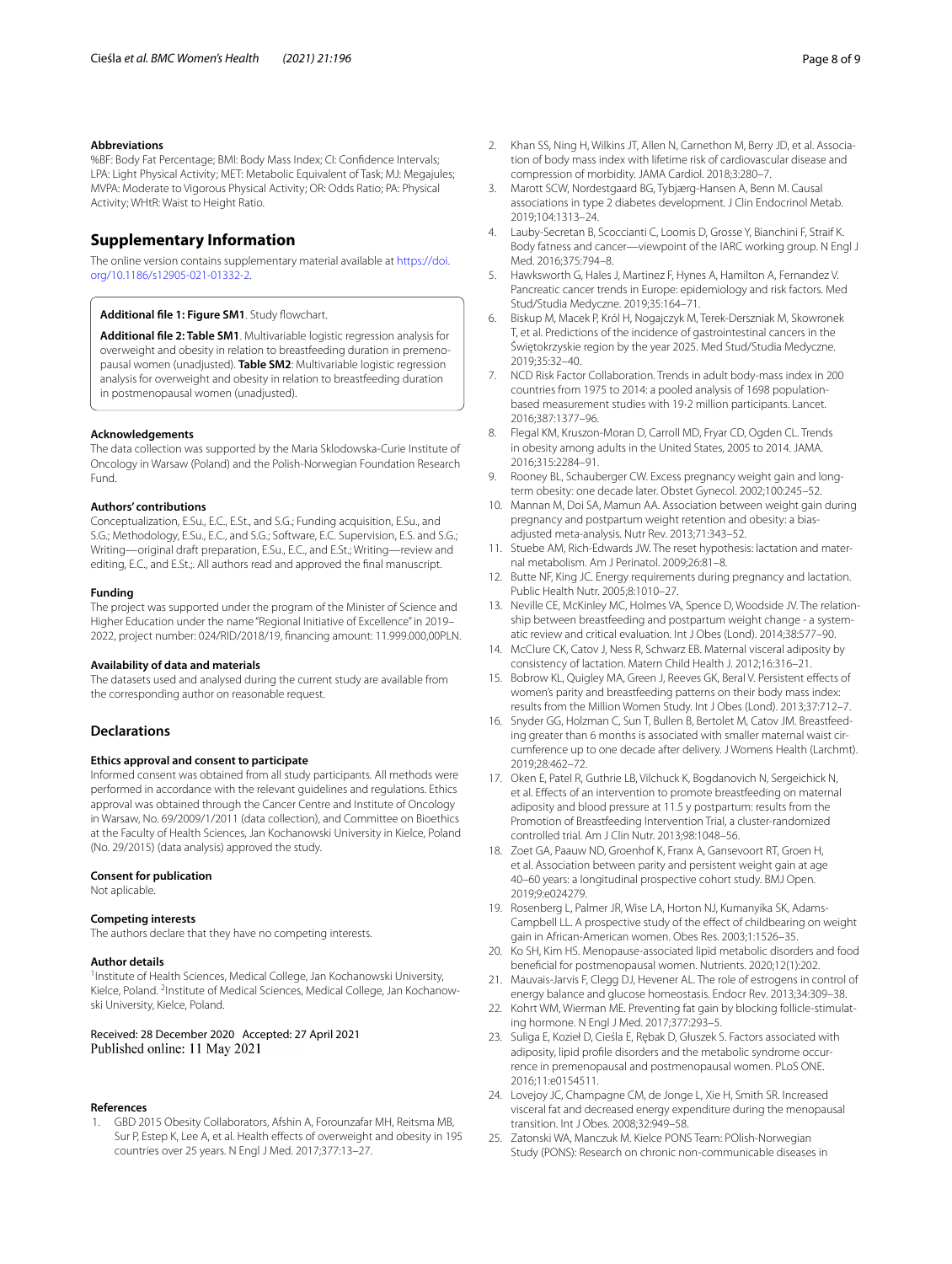### Abbreviations

%BF: Body Fat Percentage; BMI: Body Mass Index; CI: Confidence Intervals; LPA: Light Physical Activity; MET: Metabolic Equivalent of Task; MJ: Megajules; MVPA: Moderate to Vigorous Physical Activity; OR: Odds Ratio; PA: Physical Activity; WHtR: Waist to Height Ratio.

## Supplementary Information

The online version contains supplementary material available at https://doi.org/10.1186/s12905-021-01332-2.

**Additional file 1: Figure SM1**. Study flowchart.

**Additional file 2: Table SM1**. Multivariable logistic regression analysis for overweight and obesity in relation to breastfeeding duration in premenopausal women (unadjusted). **Table SM2**: Multivariable logistic regression analysis for overweight and obesity in relation to breastfeeding duration in postmenopausal women (unadjusted).

### Acknowledgements

The data collection was supported by the Maria Sklodowska-Curie Institute of Oncology in Warsaw (Poland) and the Polish-Norwegian Foundation Research Fund.

### Authors' contributions

Conceptualization, E.Su., E.C., E.St., and S.G.; Funding acquisition, E.Su., and S.G.; Methodology, E.Su., E.C., and S.G.; Software, E.C. Supervision, E.S. and S.G.; Writing—original draft preparation, E.Su., E.C., and E.St.; Writing—review and editing, E.C., and E.St.;. All authors read and approved the final manuscript.

### Funding

The project was supported under the program of the Minister of Science and Higher Education under the name "Regional Initiative of Excellence" in 2019–2022, project number: 024/RID/2018/19, financing amount: 11.999.000,00PLN.

### Availability of data and materials

The datasets used and analysed during the current study are available from the corresponding author on reasonable request.

## Declarations

### Ethics approval and consent to participate

Informed consent was obtained from all study participants. All methods were performed in accordance with the relevant guidelines and regulations. Ethics approval was obtained through the Cancer Centre and Institute of Oncology in Warsaw, No. 69/2009/1/2011 (data collection), and Committee on Bioethics at the Faculty of Health Sciences, Jan Kochanowski University in Kielce, Poland (No. 29/2015) (data analysis) approved the study.

### Consent for publication

Not aplicable.

### Competing interests

The authors declare that they have no competing interests.

### Author details

[1]Institute of Health Sciences, Medical College, Jan Kochanowski University, Kielce, Poland. [2]Institute of Medical Sciences, Medical College, Jan Kochanowski University, Kielce, Poland.

Received: 28 December 2020 Accepted: 27 April 2021
Published online: 11 May 2021

### References

1. GBD 2015 Obesity Collaborators, Afshin A, Forounzafar MH, Reitsma MB, Sur P, Estep K, Lee A, et al. Health effects of overweight and obesity in 195 countries over 25 years. N Engl J Med. 2017;377:13–27.
2. Khan SS, Ning H, Wilkins JT, Allen N, Carnethon M, Berry JD, et al. Association of body mass index with lifetime risk of cardiovascular disease and compression of morbidity. JAMA Cardiol. 2018;3:280–7.
3. Marott SCW, Nordestgaard BG, Tybjærg-Hansen A, Benn M. Causal associations in type 2 diabetes development. J Clin Endocrinol Metab. 2019;104:1313–24.
4. Lauby-Secretan B, Scoccianti C, Loomis D, Grosse Y, Bianchini F, Straif K. Body fatness and cancer—viewpoint of the IARC working group. N Engl J Med. 2016;375:794–8.
5. Hawksworth G, Hales J, Martinez F, Hynes A, Hamilton A, Fernandez V. Pancreatic cancer trends in Europe: epidemiology and risk factors. Med Stud/Studia Medyczne. 2019;35:164–71.
6. Biskup M, Macek P, Król H, Nogajczyk M, Terek-Derszniak M, Skowronek T, et al. Predictions of the incidence of gastrointestinal cancers in the Świętokrzyskie region by the year 2025. Med Stud/Studia Medyczne. 2019;35:32–40.
7. NCD Risk Factor Collaboration. Trends in adult body-mass index in 200 countries from 1975 to 2014: a pooled analysis of 1698 population-based measurement studies with 19·2 million participants. Lancet. 2016;387:1377–96.
8. Flegal KM, Kruszon-Moran D, Carroll MD, Fryar CD, Ogden CL. Trends in obesity among adults in the United States, 2005 to 2014. JAMA. 2016;315:2284–91.
9. Rooney BL, Schauberger CW. Excess pregnancy weight gain and long-term obesity: one decade later. Obstet Gynecol. 2002;100:245–52.
10. Mannan M, Doi SA, Mamun AA. Association between weight gain during pregnancy and postpartum weight retention and obesity: a bias-adjusted meta-analysis. Nutr Rev. 2013;71:343–52.
11. Stuebe AM, Rich-Edwards JW. The reset hypothesis: lactation and maternal metabolism. Am J Perinatol. 2009;26:81–8.
12. Butte NF, King JC. Energy requirements during pregnancy and lactation. Public Health Nutr. 2005;8:1010–27.
13. Neville CE, McKinley MC, Holmes VA, Spence D, Woodside JV. The relationship between breastfeeding and postpartum weight change - a systematic review and critical evaluation. Int J Obes (Lond). 2014;38:577–90.
14. McClure CK, Catov J, Ness R, Schwarz EB. Maternal visceral adiposity by consistency of lactation. Matern Child Health J. 2012;16:316–21.
15. Bobrow KL, Quigley MA, Green J, Reeves GK, Beral V. Persistent effects of women's parity and breastfeeding patterns on their body mass index: results from the Million Women Study. Int J Obes (Lond). 2013;37:712–7.
16. Snyder GG, Holzman C, Sun T, Bullen B, Bertolet M, Catov JM. Breastfeeding greater than 6 months is associated with smaller maternal waist circumference up to one decade after delivery. J Womens Health (Larchmt). 2019;28:462–72.
17. Oken E, Patel R, Guthrie LB, Vilchuck K, Bogdanovich N, Sergeichick N, et al. Effects of an intervention to promote breastfeeding on maternal adiposity and blood pressure at 11.5 y postpartum: results from the Promotion of Breastfeeding Intervention Trial, a cluster-randomized controlled trial. Am J Clin Nutr. 2013;98:1048–56.
18. Zoet GA, Paauw ND, Groenhof K, Franx A, Gansevoort RT, Groen H, et al. Association between parity and persistent weight gain at age 40–60 years: a longitudinal prospective cohort study. BMJ Open. 2019;9:e024279.
19. Rosenberg L, Palmer JR, Wise LA, Horton NJ, Kumanyika SK, Adams-Campbell LL. A prospective study of the effect of childbearing on weight gain in African-American women. Obes Res. 2003;1:1526–35.
20. Ko SH, Kim HS. Menopause-associated lipid metabolic disorders and food beneficial for postmenopausal women. Nutrients. 2020;12(1):202.
21. Mauvais-Jarvis F, Clegg DJ, Hevener AL. The role of estrogens in control of energy balance and glucose homeostasis. Endocr Rev. 2013;34:309–38.
22. Kohrt WM, Wierman ME. Preventing fat gain by blocking follicle-stimulating hormone. N Engl J Med. 2017;377:293–5.
23. Suliga E, Kozieł D, Cieśla E, Rębak D, Głuszek S. Factors associated with adiposity, lipid profile disorders and the metabolic syndrome occurrence in premenopausal and postmenopausal women. PLoS ONE. 2016;11:e0154511.
24. Lovejoy JC, Champagne CM, de Jonge L, Xie H, Smith SR. Increased visceral fat and decreased energy expenditure during the menopausal transition. Int J Obes. 2008;32:949–58.
25. Zatonski WA, Manczuk M. Kielce PONS Team: POlish-Norwegian Study (PONS): Research on chronic non-communicable diseases in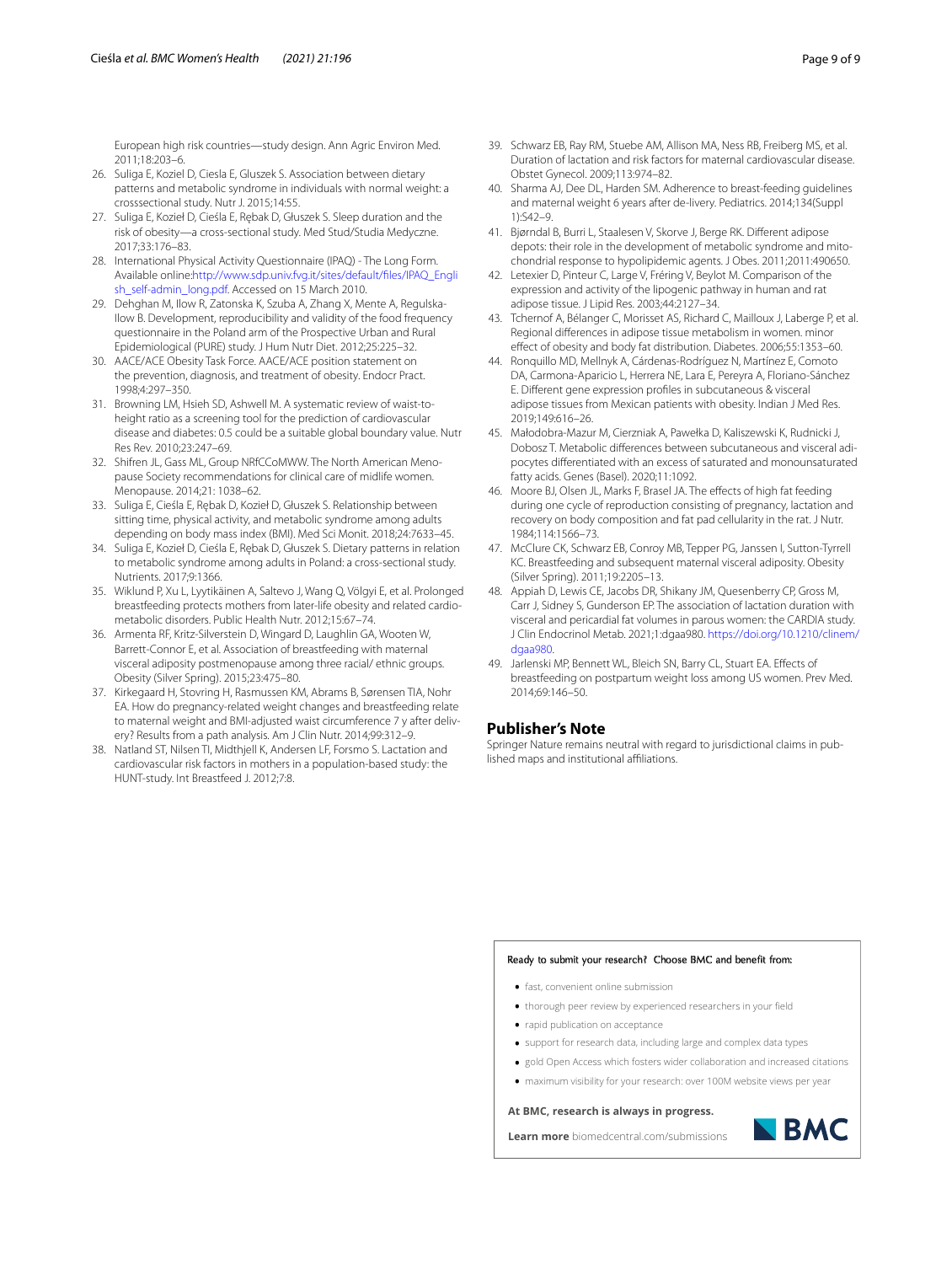European high risk countries—study design. Ann Agric Environ Med. 2011;18:203–6.

26. Suliga E, Koziel D, Ciesla E, Gluszek S. Association between dietary patterns and metabolic syndrome in individuals with normal weight: a crosssectional study. Nutr J. 2015;14:55.
27. Suliga E, Kozieł D, Cieśla E, Rębak D, Głuszek S. Sleep duration and the risk of obesity—a cross-sectional study. Med Stud/Studia Medyczne. 2017;33:176–83.
28. International Physical Activity Questionnaire (IPAQ) - The Long Form. Available online:http://www.sdp.univ.fvg.it/sites/default/files/IPAQ_English_self-admin_long.pdf. Accessed on 15 March 2010.
29. Dehghan M, Ilow R, Zatonska K, Szuba A, Zhang X, Mente A, Regulska-Ilow B. Development, reproducibility and validity of the food frequency questionnaire in the Poland arm of the Prospective Urban and Rural Epidemiological (PURE) study. J Hum Nutr Diet. 2012;25:225–32.
30. AACE/ACE Obesity Task Force. AACE/ACE position statement on the prevention, diagnosis, and treatment of obesity. Endocr Pract. 1998;4:297–350.
31. Browning LM, Hsieh SD, Ashwell M. A systematic review of waist-to-height ratio as a screening tool for the prediction of cardiovascular disease and diabetes: 0.5 could be a suitable global boundary value. Nutr Res Rev. 2010;23:247–69.
32. Shifren JL, Gass ML, Group NRfCCoMWW. The North American Menopause Society recommendations for clinical care of midlife women. Menopause. 2014;21: 1038–62.
33. Suliga E, Cieśla E, Rębak D, Kozieł D, Głuszek S. Relationship between sitting time, physical activity, and metabolic syndrome among adults depending on body mass index (BMI). Med Sci Monit. 2018;24:7633–45.
34. Suliga E, Kozieł D, Cieśla E, Rębak D, Głuszek S. Dietary patterns in relation to metabolic syndrome among adults in Poland: a cross-sectional study. Nutrients. 2017;9:1366.
35. Wiklund P, Xu L, Lyytikäinen A, Saltevo J, Wang Q, Völgyi E, et al. Prolonged breastfeeding protects mothers from later-life obesity and related cardio-metabolic disorders. Public Health Nutr. 2012;15:67–74.
36. Armenta RF, Kritz-Silverstein D, Wingard D, Laughlin GA, Wooten W, Barrett-Connor E, et al. Association of breastfeeding with maternal visceral adiposity postmenopause among three racial/ ethnic groups. Obesity (Silver Spring). 2015;23:475–80.
37. Kirkegaard H, Stovring H, Rasmussen KM, Abrams B, Sørensen TIA, Nohr EA. How do pregnancy-related weight changes and breastfeeding relate to maternal weight and BMI-adjusted waist circumference 7 y after delivery? Results from a path analysis. Am J Clin Nutr. 2014;99:312–9.
38. Natland ST, Nilsen TI, Midthjell K, Andersen LF, Forsmo S. Lactation and cardiovascular risk factors in mothers in a population-based study: the HUNT-study. Int Breastfeed J. 2012;7:8.
39. Schwarz EB, Ray RM, Stuebe AM, Allison MA, Ness RB, Freiberg MS, et al. Duration of lactation and risk factors for maternal cardiovascular disease. Obstet Gynecol. 2009;113:974–82.
40. Sharma AJ, Dee DL, Harden SM. Adherence to breast-feeding guidelines and maternal weight 6 years after de-livery. Pediatrics. 2014;134(Suppl 1):S42–9.
41. Bjørndal B, Burri L, Staalesen V, Skorve J, Berge RK. Different adipose depots: their role in the development of metabolic syndrome and mitochondrial response to hypolipidemic agents. J Obes. 2011;2011:490650.
42. Letexier D, Pinteur C, Large V, Fréring V, Beylot M. Comparison of the expression and activity of the lipogenic pathway in human and rat adipose tissue. J Lipid Res. 2003;44:2127–34.
43. Tchernof A, Bélanger C, Morisset AS, Richard C, Mailloux J, Laberge P, et al. Regional differences in adipose tissue metabolism in women. minor effect of obesity and body fat distribution. Diabetes. 2006;55:1353–60.
44. Ronquillo MD, Mellnyk A, Cárdenas-Rodríguez N, Martínez E, Comoto DA, Carmona-Aparicio L, Herrera NE, Lara E, Pereyra A, Floriano-Sánchez E. Different gene expression profiles in subcutaneous & visceral adipose tissues from Mexican patients with obesity. Indian J Med Res. 2019;149:616–26.
45. Małodobra-Mazur M, Cierzniak A, Pawełka D, Kaliszewski K, Rudnicki J, Dobosz T. Metabolic differences between subcutaneous and visceral adipocytes differentiated with an excess of saturated and monounsaturated fatty acids. Genes (Basel). 2020;11:1092.
46. Moore BJ, Olsen JL, Marks F, Brasel JA. The effects of high fat feeding during one cycle of reproduction consisting of pregnancy, lactation and recovery on body composition and fat pad cellularity in the rat. J Nutr. 1984;114:1566–73.
47. McClure CK, Schwarz EB, Conroy MB, Tepper PG, Janssen I, Sutton-Tyrrell KC. Breastfeeding and subsequent maternal visceral adiposity. Obesity (Silver Spring). 2011;19:2205–13.
48. Appiah D, Lewis CE, Jacobs DR, Shikany JM, Quesenberry CP, Gross M, Carr J, Sidney S, Gunderson EP. The association of lactation duration with visceral and pericardial fat volumes in parous women: the CARDIA study. J Clin Endocrinol Metab. 2021;1:dgaa980. https://doi.org/10.1210/clinem/dgaa980.
49. Jarlenski MP, Bennett WL, Bleich SN, Barry CL, Stuart EA. Effects of breastfeeding on postpartum weight loss among US women. Prev Med. 2014;69:146–50.

## Publisher's Note

Springer Nature remains neutral with regard to jurisdictional claims in published maps and institutional affiliations.

Ready to submit your research? Choose BMC and benefit from:

- fast, convenient online submission
- thorough peer review by experienced researchers in your field
- rapid publication on acceptance
- support for research data, including large and complex data types
- gold Open Access which fosters wider collaboration and increased citations
- maximum visibility for your research: over 100M website views per year

**At BMC, research is always in progress.**

**Learn more** biomedcentral.com/submissions

BMC